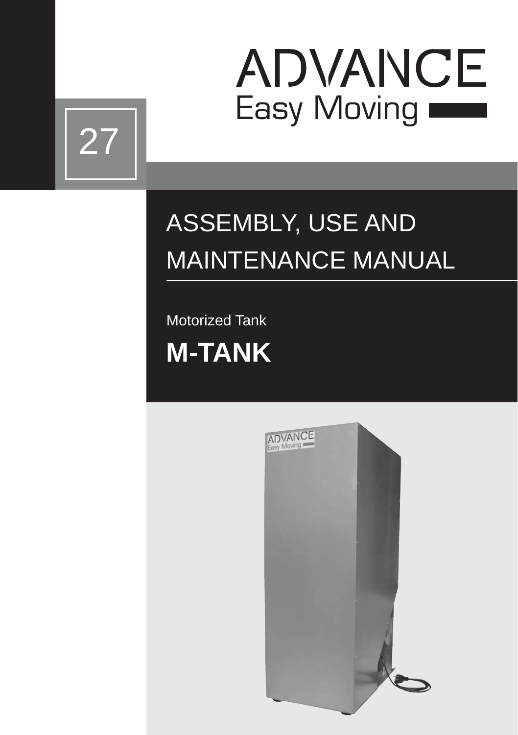ADVANCE
Easy Moving

27

# ASSEMBLY, USE AND MAINTENANCE MANUAL

Motorized Tank

## M-TANK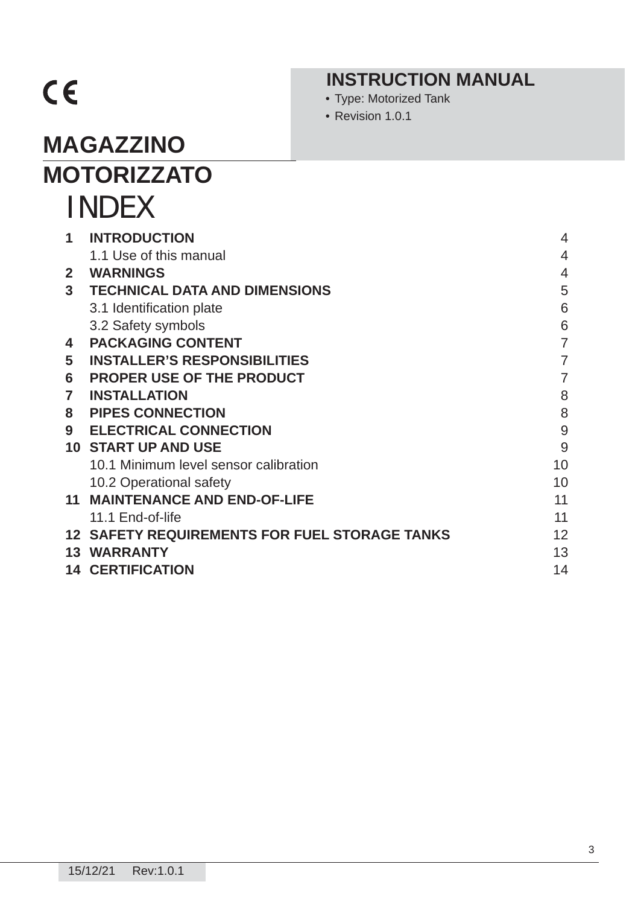CE

**INSTRUCTION MANUAL**

- Type: Motorized Tank
- Revision 1.0.1

# MAGAZZINO MOTORIZZATO

# INDEX

| | | |
|---|---|---|
| **1** | **INTRODUCTION** | 4 |
| | 1.1 Use of this manual | 4 |
| **2** | **WARNINGS** | 4 |
| **3** | **TECHNICAL DATA AND DIMENSIONS** | 5 |
| | 3.1 Identification plate | 6 |
| | 3.2 Safety symbols | 6 |
| **4** | **PACKAGING CONTENT** | 7 |
| **5** | **INSTALLER'S RESPONSIBILITIES** | 7 |
| **6** | **PROPER USE OF THE PRODUCT** | 7 |
| **7** | **INSTALLATION** | 8 |
| **8** | **PIPES CONNECTION** | 8 |
| **9** | **ELECTRICAL CONNECTION** | 9 |
| **10** | **START UP AND USE** | 9 |
| | 10.1 Minimum level sensor calibration | 10 |
| | 10.2 Operational safety | 10 |
| **11** | **MAINTENANCE AND END-OF-LIFE** | 11 |
| | 11.1 End-of-life | 11 |
| **12** | **SAFETY REQUIREMENTS FOR FUEL STORAGE TANKS** | 12 |
| **13** | **WARRANTY** | 13 |
| **14** | **CERTIFICATION** | 14 |

15/12/21 Rev:1.0.1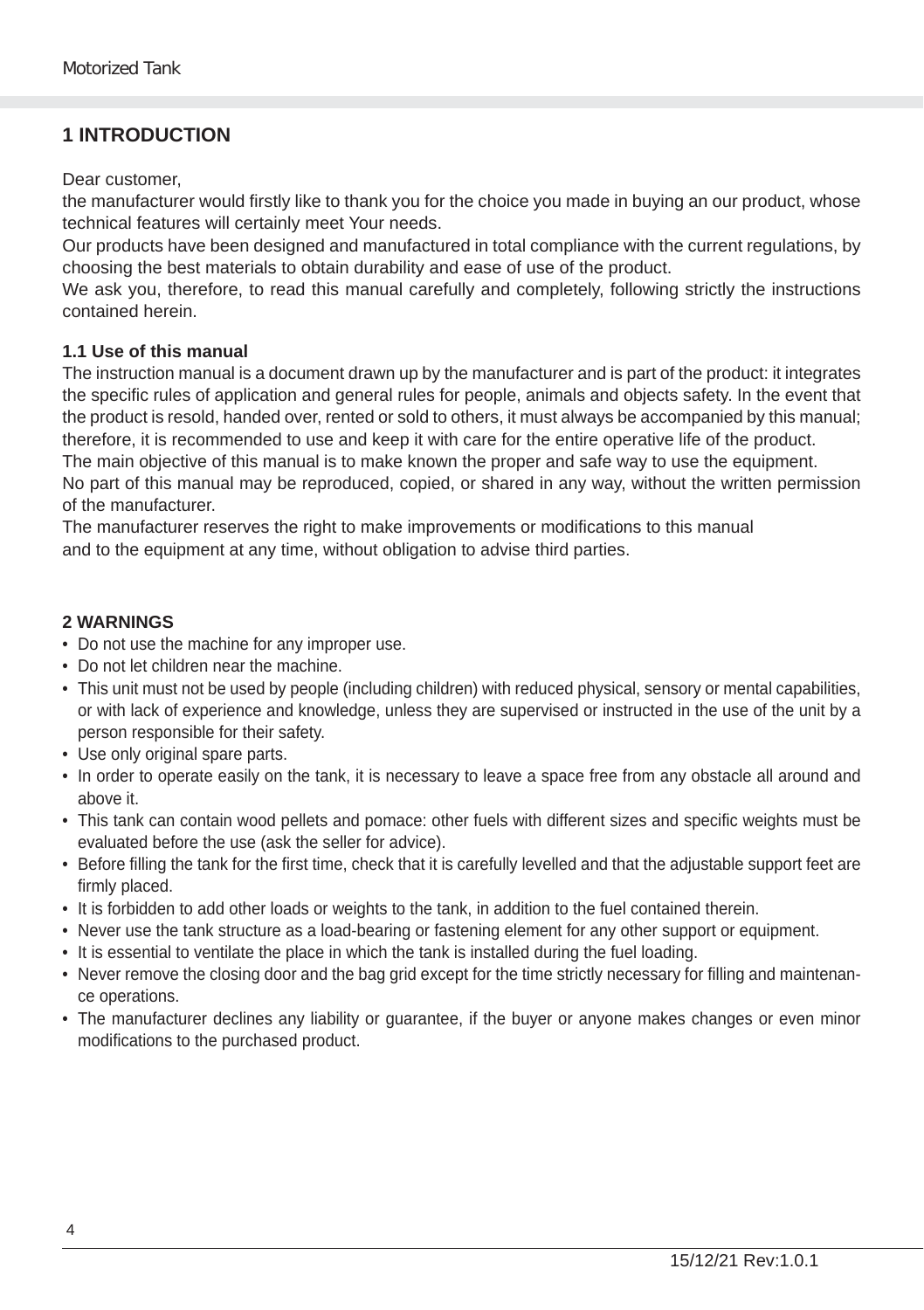# 1 INTRODUCTION

Dear customer,

the manufacturer would firstly like to thank you for the choice you made in buying an our product, whose technical features will certainly meet Your needs.

Our products have been designed and manufactured in total compliance with the current regulations, by choosing the best materials to obtain durability and ease of use of the product.

We ask you, therefore, to read this manual carefully and completely, following strictly the instructions contained herein.

## 1.1 Use of this manual

The instruction manual is a document drawn up by the manufacturer and is part of the product: it integrates the specific rules of application and general rules for people, animals and objects safety. In the event that the product is resold, handed over, rented or sold to others, it must always be accompanied by this manual; therefore, it is recommended to use and keep it with care for the entire operative life of the product.

The main objective of this manual is to make known the proper and safe way to use the equipment.

No part of this manual may be reproduced, copied, or shared in any way, without the written permission of the manufacturer.

The manufacturer reserves the right to make improvements or modifications to this manual and to the equipment at any time, without obligation to advise third parties.

# 2 WARNINGS

- Do not use the machine for any improper use.
- Do not let children near the machine.
- This unit must not be used by people (including children) with reduced physical, sensory or mental capabilities, or with lack of experience and knowledge, unless they are supervised or instructed in the use of the unit by a person responsible for their safety.
- Use only original spare parts.
- In order to operate easily on the tank, it is necessary to leave a space free from any obstacle all around and above it.
- This tank can contain wood pellets and pomace: other fuels with different sizes and specific weights must be evaluated before the use (ask the seller for advice).
- Before filling the tank for the first time, check that it is carefully levelled and that the adjustable support feet are firmly placed.
- It is forbidden to add other loads or weights to the tank, in addition to the fuel contained therein.
- Never use the tank structure as a load-bearing or fastening element for any other support or equipment.
- It is essential to ventilate the place in which the tank is installed during the fuel loading.
- Never remove the closing door and the bag grid except for the time strictly necessary for filling and maintenance operations.
- The manufacturer declines any liability or guarantee, if the buyer or anyone makes changes or even minor modifications to the purchased product.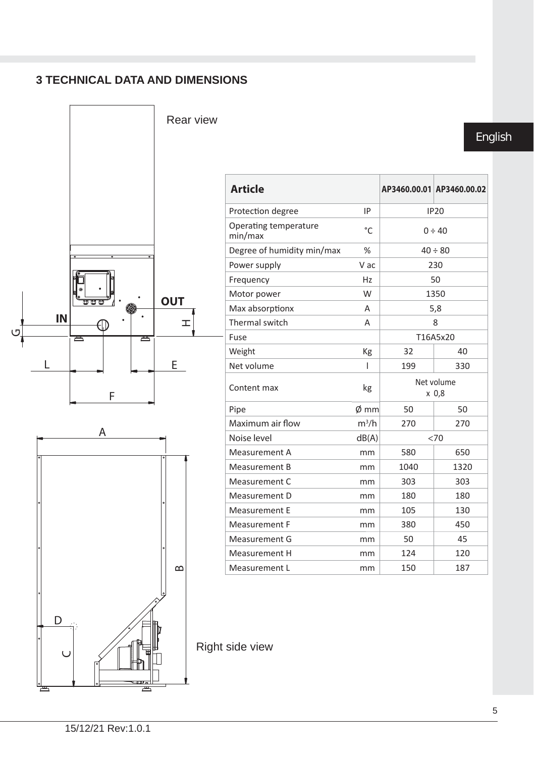## 3 TECHNICAL DATA AND DIMENSIONS

Rear view

Right side view

| Article | | AP3460.00.01 | AP3460.00.02 |
|---|---|---|---|
| Protection degree | IP | IP20 | |
| Operating temperature min/max | °C | 0 ÷ 40 | |
| Degree of humidity min/max | % | 40 ÷ 80 | |
| Power supply | V ac | 230 | |
| Frequency | Hz | 50 | |
| Motor power | W | 1350 | |
| Max absorptionx | A | 5,8 | |
| Thermal switch | A | 8 | |
| Fuse | | T16A5x20 | |
| Weight | Kg | 32 | 40 |
| Net volume | l | 199 | 330 |
| Content max | kg | Net volume x 0,8 | |
| Pipe | Ø mm | 50 | 50 |
| Maximum air flow | $m^3/h$ | 270 | 270 |
| Noise level | dB(A) | <70 | |
| Measurement A | mm | 580 | 650 |
| Measurement B | mm | 1040 | 1320 |
| Measurement C | mm | 303 | 303 |
| Measurement D | mm | 180 | 180 |
| Measurement E | mm | 105 | 130 |
| Measurement F | mm | 380 | 450 |
| Measurement G | mm | 50 | 45 |
| Measurement H | mm | 124 | 120 |
| Measurement L | mm | 150 | 187 |

15/12/21 Rev:1.0.1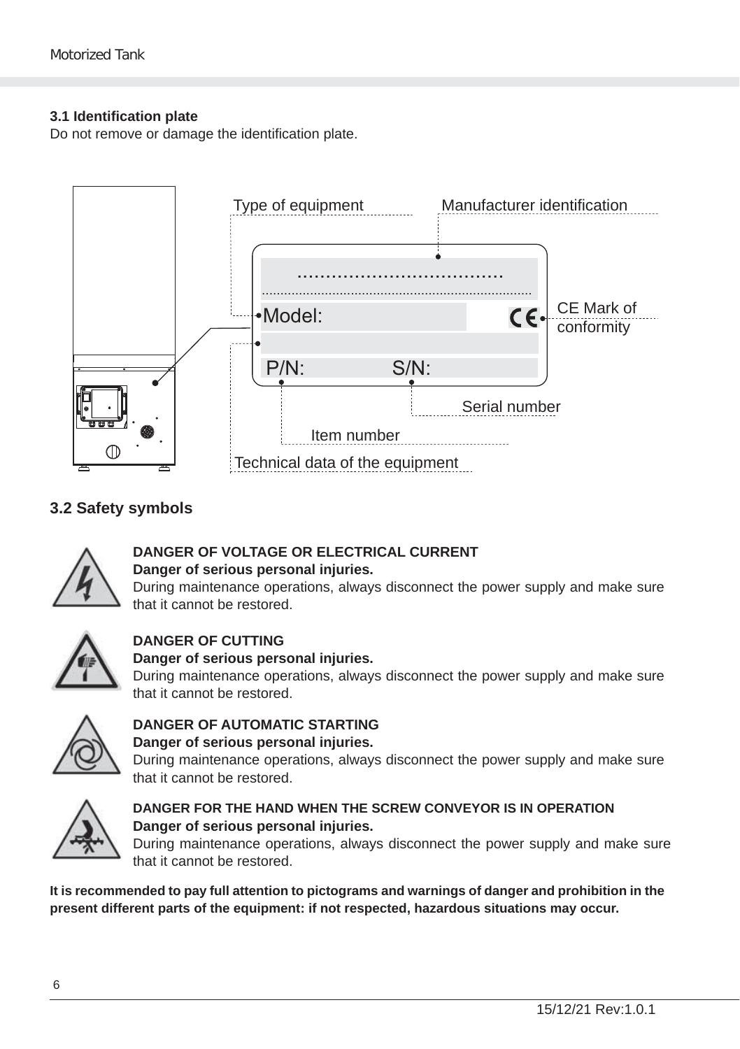### 3.1 Identification plate

Do not remove or damage the identification plate.

Type of equipment

Manufacturer identification

Model:

CE Mark of conformity

P/N: S/N:

Serial number

Item number

Technical data of the equipment

## 3.2 Safety symbols

**DANGER OF VOLTAGE OR ELECTRICAL CURRENT**
**Danger of serious personal injuries.**
During maintenance operations, always disconnect the power supply and make sure that it cannot be restored.

**DANGER OF CUTTING**
**Danger of serious personal injuries.**
During maintenance operations, always disconnect the power supply and make sure that it cannot be restored.

**DANGER OF AUTOMATIC STARTING**
**Danger of serious personal injuries.**
During maintenance operations, always disconnect the power supply and make sure that it cannot be restored.

**DANGER FOR THE HAND WHEN THE SCREW CONVEYOR IS IN OPERATION**
**Danger of serious personal injuries.**
During maintenance operations, always disconnect the power supply and make sure that it cannot be restored.

**It is recommended to pay full attention to pictograms and warnings of danger and prohibition in the present different parts of the equipment: if not respected, hazardous situations may occur.**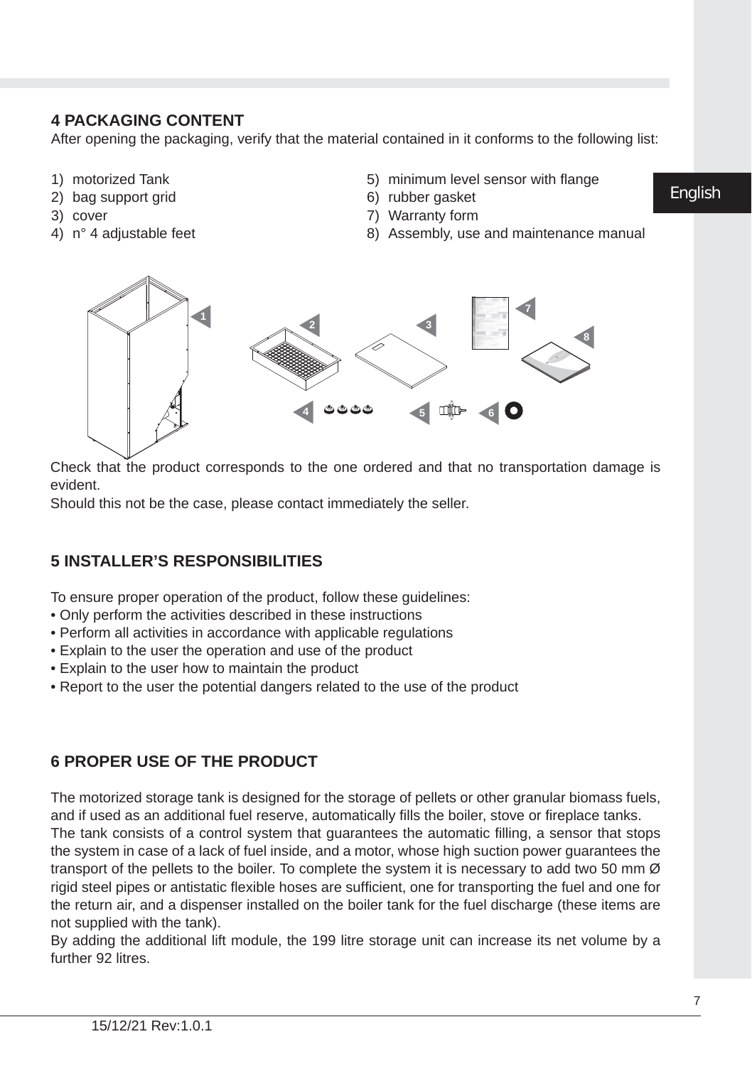## 4 PACKAGING CONTENT

After opening the packaging, verify that the material contained in it conforms to the following list:

1) motorized Tank
2) bag support grid
3) cover
4) n° 4 adjustable feet
5) minimum level sensor with flange
6) rubber gasket
7) Warranty form
8) Assembly, use and maintenance manual

Check that the product corresponds to the one ordered and that no transportation damage is evident.

Should this not be the case, please contact immediately the seller.

## 5 INSTALLER'S RESPONSIBILITIES

To ensure proper operation of the product, follow these guidelines:

- Only perform the activities described in these instructions
- Perform all activities in accordance with applicable regulations
- Explain to the user the operation and use of the product
- Explain to the user how to maintain the product
- Report to the user the potential dangers related to the use of the product

## 6 PROPER USE OF THE PRODUCT

The motorized storage tank is designed for the storage of pellets or other granular biomass fuels, and if used as an additional fuel reserve, automatically fills the boiler, stove or fireplace tanks.

The tank consists of a control system that guarantees the automatic filling, a sensor that stops the system in case of a lack of fuel inside, and a motor, whose high suction power guarantees the transport of the pellets to the boiler. To complete the system it is necessary to add two 50 mm Ø rigid steel pipes or antistatic flexible hoses are sufficient, one for transporting the fuel and one for the return air, and a dispenser installed on the boiler tank for the fuel discharge (these items are not supplied with the tank).

By adding the additional lift module, the 199 litre storage unit can increase its net volume by a further 92 litres.

15/12/21 Rev:1.0.1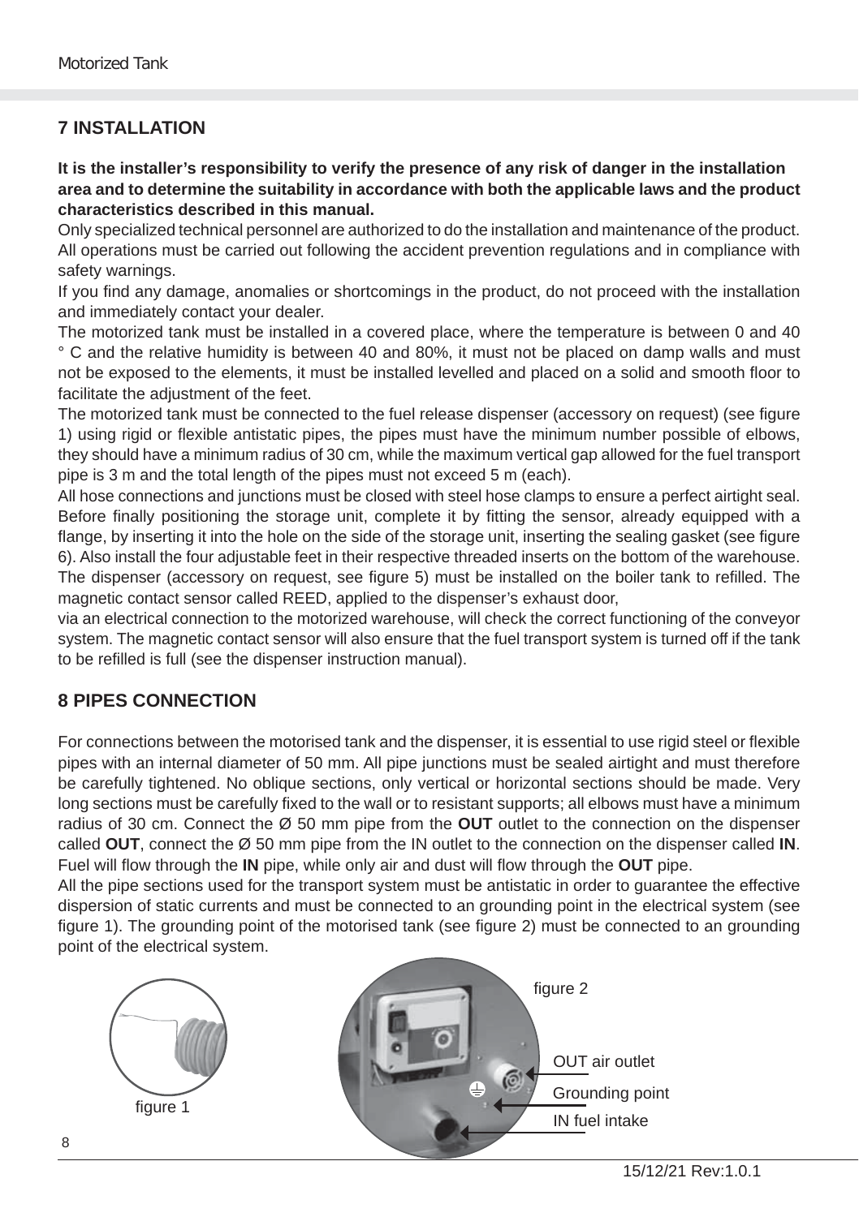## 7 INSTALLATION

**It is the installer's responsibility to verify the presence of any risk of danger in the installation area and to determine the suitability in accordance with both the applicable laws and the product characteristics described in this manual.**

Only specialized technical personnel are authorized to do the installation and maintenance of the product. All operations must be carried out following the accident prevention regulations and in compliance with safety warnings.

If you find any damage, anomalies or shortcomings in the product, do not proceed with the installation and immediately contact your dealer.

The motorized tank must be installed in a covered place, where the temperature is between 0 and 40 ° C and the relative humidity is between 40 and 80%, it must not be placed on damp walls and must not be exposed to the elements, it must be installed levelled and placed on a solid and smooth floor to facilitate the adjustment of the feet.

The motorized tank must be connected to the fuel release dispenser (accessory on request) (see figure 1) using rigid or flexible antistatic pipes, the pipes must have the minimum number possible of elbows, they should have a minimum radius of 30 cm, while the maximum vertical gap allowed for the fuel transport pipe is 3 m and the total length of the pipes must not exceed 5 m (each).

All hose connections and junctions must be closed with steel hose clamps to ensure a perfect airtight seal. Before finally positioning the storage unit, complete it by fitting the sensor, already equipped with a flange, by inserting it into the hole on the side of the storage unit, inserting the sealing gasket (see figure 6). Also install the four adjustable feet in their respective threaded inserts on the bottom of the warehouse. The dispenser (accessory on request, see figure 5) must be installed on the boiler tank to refilled. The magnetic contact sensor called REED, applied to the dispenser's exhaust door,

via an electrical connection to the motorized warehouse, will check the correct functioning of the conveyor system. The magnetic contact sensor will also ensure that the fuel transport system is turned off if the tank to be refilled is full (see the dispenser instruction manual).

## 8 PIPES CONNECTION

For connections between the motorised tank and the dispenser, it is essential to use rigid steel or flexible pipes with an internal diameter of 50 mm. All pipe junctions must be sealed airtight and must therefore be carefully tightened. No oblique sections, only vertical or horizontal sections should be made. Very long sections must be carefully fixed to the wall or to resistant supports; all elbows must have a minimum radius of 30 cm. Connect the Ø 50 mm pipe from the **OUT** outlet to the connection on the dispenser called **OUT**, connect the Ø 50 mm pipe from the IN outlet to the connection on the dispenser called **IN**. Fuel will flow through the **IN** pipe, while only air and dust will flow through the **OUT** pipe.

All the pipe sections used for the transport system must be antistatic in order to guarantee the effective dispersion of static currents and must be connected to an grounding point in the electrical system (see figure 1). The grounding point of the motorised tank (see figure 2) must be connected to an grounding point of the electrical system.

figure 1

figure 2

OUT air outlet

Grounding point

IN fuel intake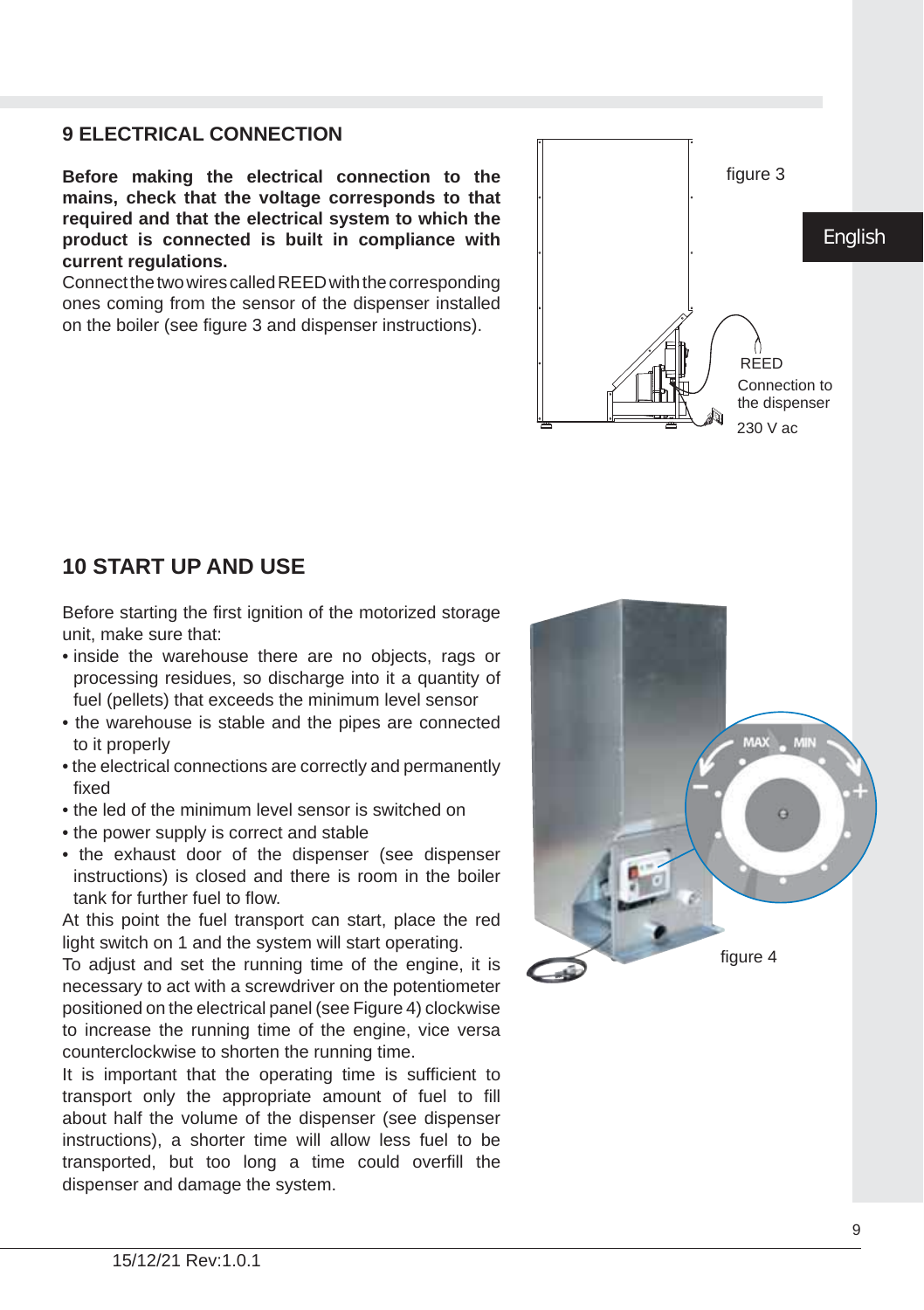## 9 ELECTRICAL CONNECTION

**Before making the electrical connection to the mains, check that the voltage corresponds to that required and that the electrical system to which the product is connected is built in compliance with current regulations.**

Connect the two wires called REED with the corresponding ones coming from the sensor of the dispenser installed on the boiler (see figure 3 and dispenser instructions).

figure 3

REED

Connection to the dispenser

230 V ac

## 10 START UP AND USE

Before starting the first ignition of the motorized storage unit, make sure that:

- inside the warehouse there are no objects, rags or processing residues, so discharge into it a quantity of fuel (pellets) that exceeds the minimum level sensor
- the warehouse is stable and the pipes are connected to it properly
- the electrical connections are correctly and permanently fixed
- the led of the minimum level sensor is switched on
- the power supply is correct and stable
- the exhaust door of the dispenser (see dispenser instructions) is closed and there is room in the boiler tank for further fuel to flow.

At this point the fuel transport can start, place the red light switch on 1 and the system will start operating.

To adjust and set the running time of the engine, it is necessary to act with a screwdriver on the potentiometer positioned on the electrical panel (see Figure 4) clockwise to increase the running time of the engine, vice versa counterclockwise to shorten the running time.

It is important that the operating time is sufficient to transport only the appropriate amount of fuel to fill about half the volume of the dispenser (see dispenser instructions), a shorter time will allow less fuel to be transported, but too long a time could overfill the dispenser and damage the system.

MAX MIN

figure 4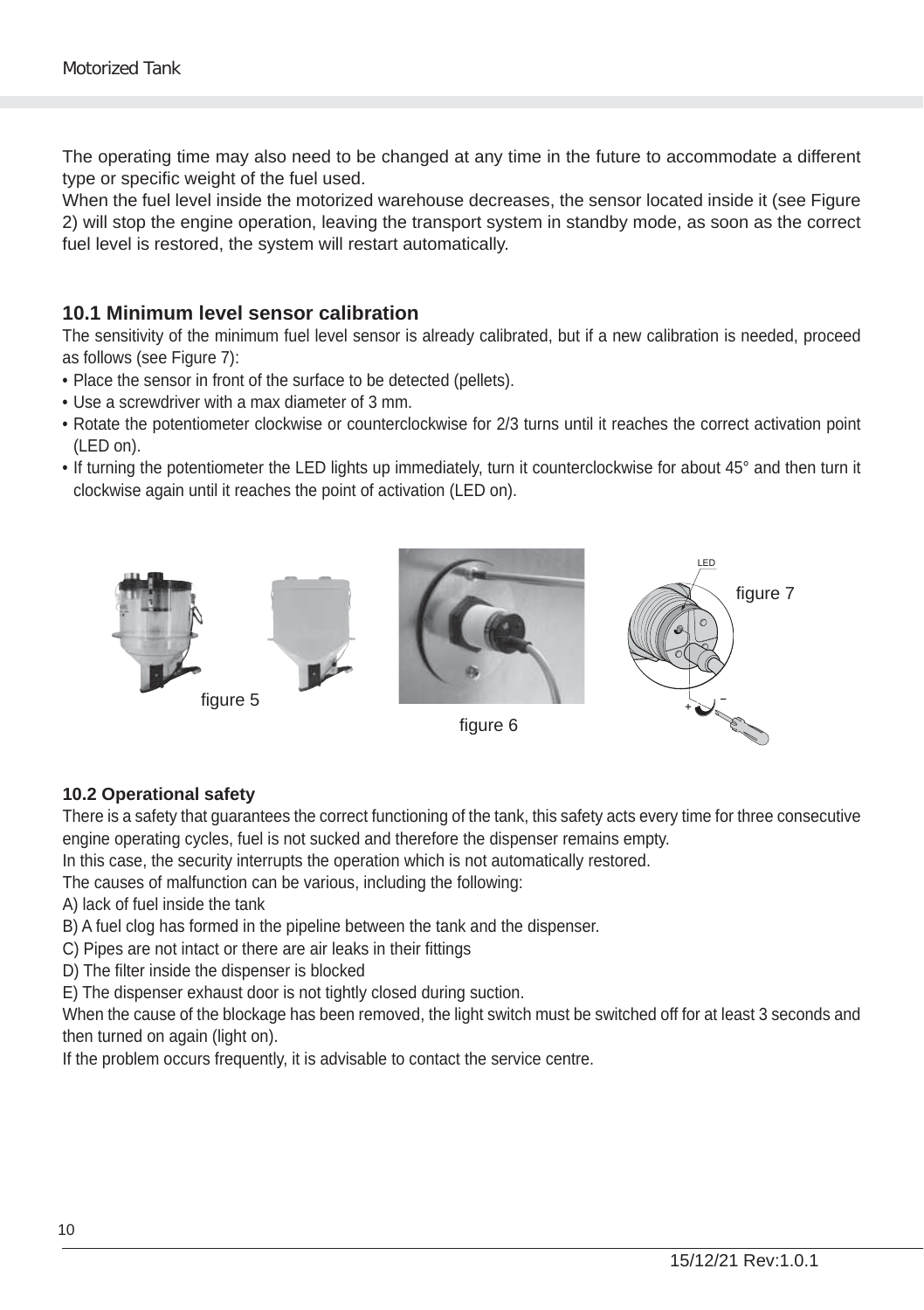The operating time may also need to be changed at any time in the future to accommodate a different type or specific weight of the fuel used.
When the fuel level inside the motorized warehouse decreases, the sensor located inside it (see Figure 2) will stop the engine operation, leaving the transport system in standby mode, as soon as the correct fuel level is restored, the system will restart automatically.

## 10.1 Minimum level sensor calibration

The sensitivity of the minimum fuel level sensor is already calibrated, but if a new calibration is needed, proceed as follows (see Figure 7):

- Place the sensor in front of the surface to be detected (pellets).
- Use a screwdriver with a max diameter of 3 mm.
- Rotate the potentiometer clockwise or counterclockwise for 2/3 turns until it reaches the correct activation point (LED on).
- If turning the potentiometer the LED lights up immediately, turn it counterclockwise for about 45° and then turn it clockwise again until it reaches the point of activation (LED on).

figure 5

figure 6

figure 7

### 10.2 Operational safety

There is a safety that guarantees the correct functioning of the tank, this safety acts every time for three consecutive engine operating cycles, fuel is not sucked and therefore the dispenser remains empty.
In this case, the security interrupts the operation which is not automatically restored.
The causes of malfunction can be various, including the following:
A) lack of fuel inside the tank
B) A fuel clog has formed in the pipeline between the tank and the dispenser.
C) Pipes are not intact or there are air leaks in their fittings
D) The filter inside the dispenser is blocked
E) The dispenser exhaust door is not tightly closed during suction.
When the cause of the blockage has been removed, the light switch must be switched off for at least 3 seconds and then turned on again (light on).
If the problem occurs frequently, it is advisable to contact the service centre.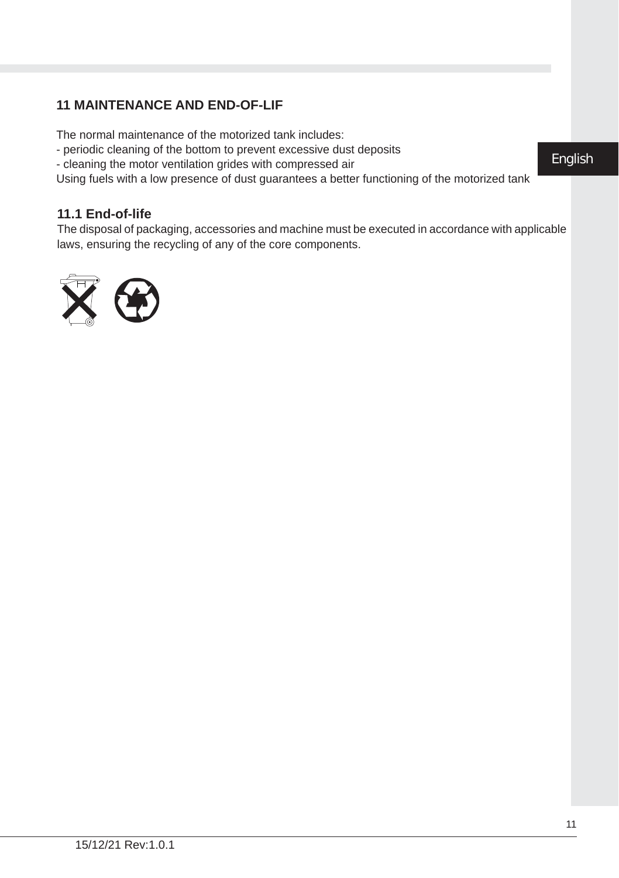## 11 MAINTENANCE AND END-OF-LIF

The normal maintenance of the motorized tank includes:
- periodic cleaning of the bottom to prevent excessive dust deposits
- cleaning the motor ventilation grides with compressed air

Using fuels with a low presence of dust guarantees a better functioning of the motorized tank

### 11.1 End-of-life

The disposal of packaging, accessories and machine must be executed in accordance with applicable laws, ensuring the recycling of any of the core components.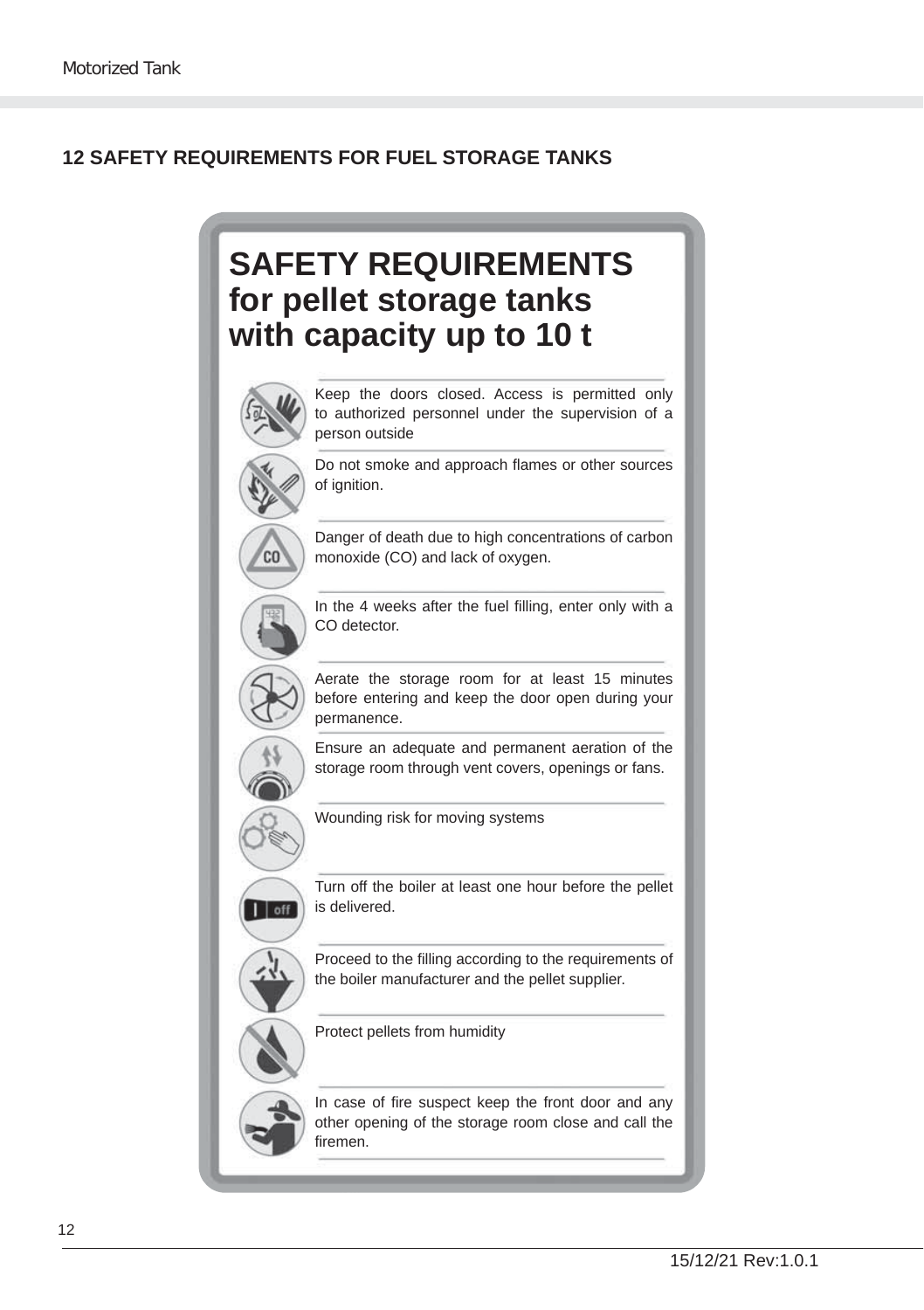## 12 SAFETY REQUIREMENTS FOR FUEL STORAGE TANKS

# SAFETY REQUIREMENTS for pellet storage tanks with capacity up to 10 t

- Keep the doors closed. Access is permitted only to authorized personnel under the supervision of a person outside
- Do not smoke and approach flames or other sources of ignition.
- Danger of death due to high concentrations of carbon monoxide (CO) and lack of oxygen.
- In the 4 weeks after the fuel filling, enter only with a CO detector.
- Aerate the storage room for at least 15 minutes before entering and keep the door open during your permanence.
- Ensure an adequate and permanent aeration of the storage room through vent covers, openings or fans.
- Wounding risk for moving systems
- Turn off the boiler at least one hour before the pellet is delivered.
- Proceed to the filling according to the requirements of the boiler manufacturer and the pellet supplier.
- Protect pellets from humidity
- In case of fire suspect keep the front door and any other opening of the storage room close and call the firemen.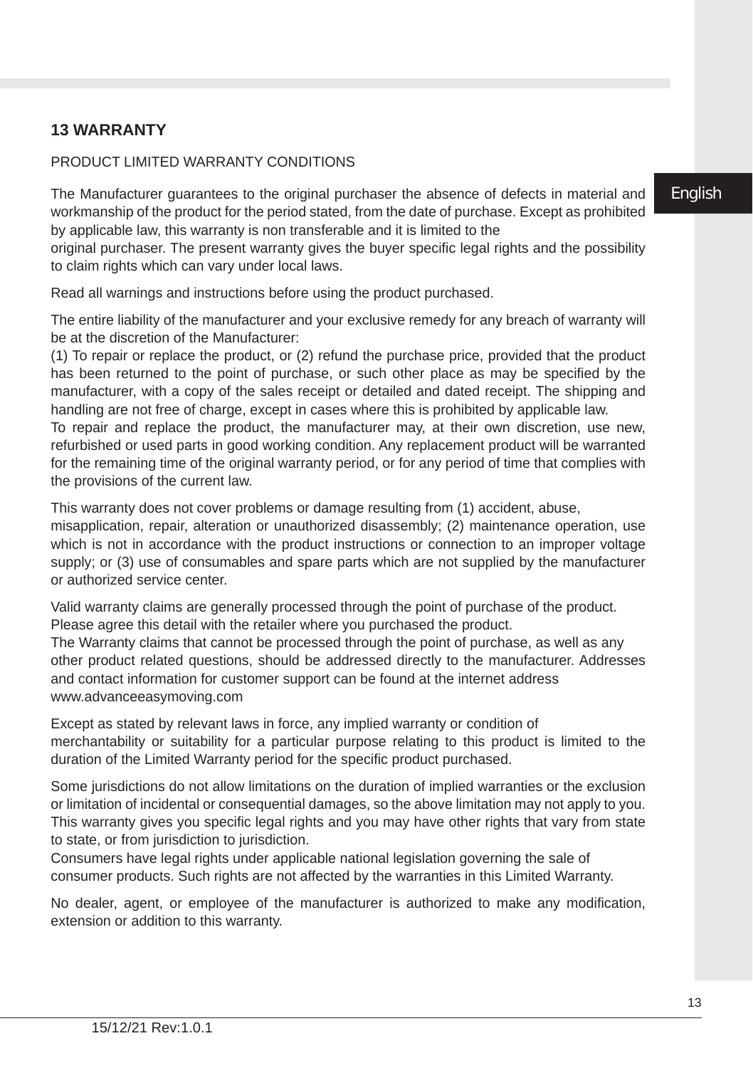## 13 WARRANTY

PRODUCT LIMITED WARRANTY CONDITIONS

The Manufacturer guarantees to the original purchaser the absence of defects in material and workmanship of the product for the period stated, from the date of purchase. Except as prohibited by applicable law, this warranty is non transferable and it is limited to the original purchaser. The present warranty gives the buyer specific legal rights and the possibility to claim rights which can vary under local laws.

Read all warnings and instructions before using the product purchased.

The entire liability of the manufacturer and your exclusive remedy for any breach of warranty will be at the discretion of the Manufacturer:
(1) To repair or replace the product, or (2) refund the purchase price, provided that the product has been returned to the point of purchase, or such other place as may be specified by the manufacturer, with a copy of the sales receipt or detailed and dated receipt. The shipping and handling are not free of charge, except in cases where this is prohibited by applicable law.
To repair and replace the product, the manufacturer may, at their own discretion, use new, refurbished or used parts in good working condition. Any replacement product will be warranted for the remaining time of the original warranty period, or for any period of time that complies with the provisions of the current law.

This warranty does not cover problems or damage resulting from (1) accident, abuse, misapplication, repair, alteration or unauthorized disassembly; (2) maintenance operation, use which is not in accordance with the product instructions or connection to an improper voltage supply; or (3) use of consumables and spare parts which are not supplied by the manufacturer or authorized service center.

Valid warranty claims are generally processed through the point of purchase of the product.
Please agree this detail with the retailer where you purchased the product.
The Warranty claims that cannot be processed through the point of purchase, as well as any other product related questions, should be addressed directly to the manufacturer. Addresses and contact information for customer support can be found at the internet address www.advanceeasymoving.com

Except as stated by relevant laws in force, any implied warranty or condition of merchantability or suitability for a particular purpose relating to this product is limited to the duration of the Limited Warranty period for the specific product purchased.

Some jurisdictions do not allow limitations on the duration of implied warranties or the exclusion or limitation of incidental or consequential damages, so the above limitation may not apply to you. This warranty gives you specific legal rights and you may have other rights that vary from state to state, or from jurisdiction to jurisdiction.
Consumers have legal rights under applicable national legislation governing the sale of consumer products. Such rights are not affected by the warranties in this Limited Warranty.

No dealer, agent, or employee of the manufacturer is authorized to make any modification, extension or addition to this warranty.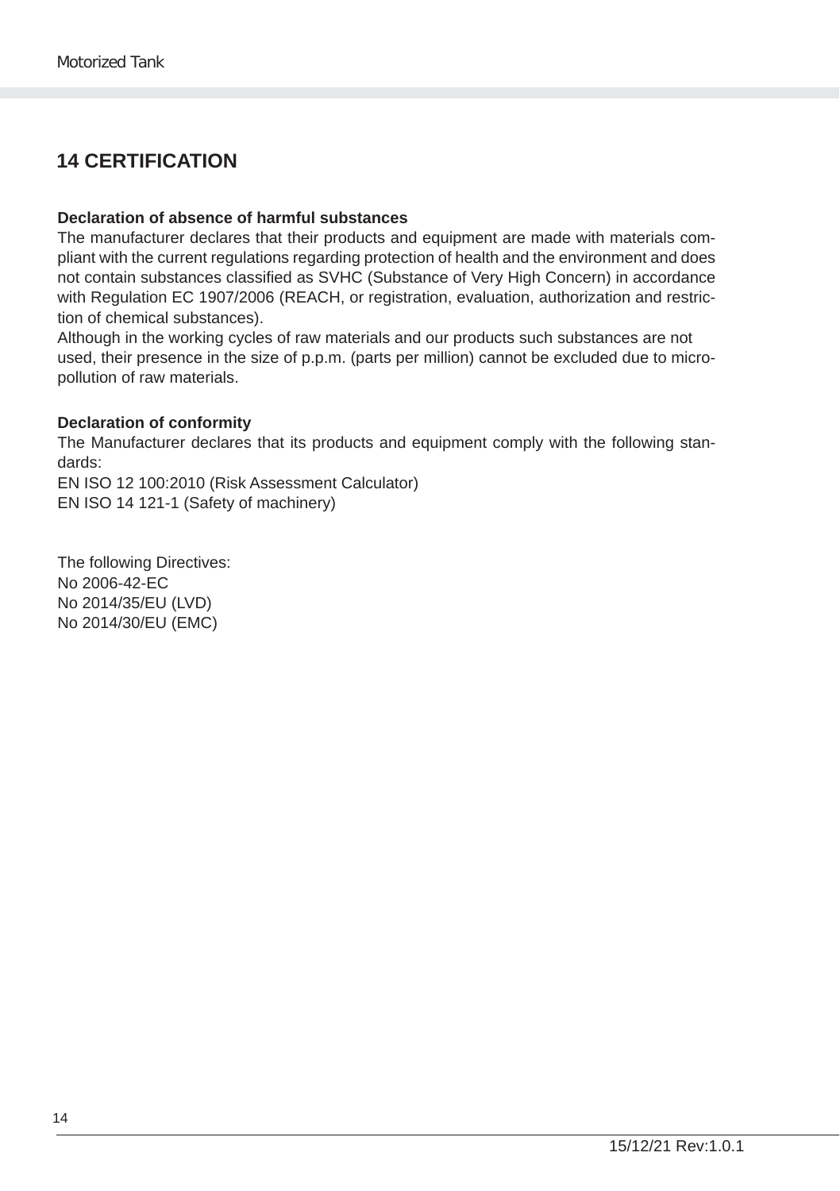# 14 CERTIFICATION

**Declaration of absence of harmful substances**

The manufacturer declares that their products and equipment are made with materials compliant with the current regulations regarding protection of health and the environment and does not contain substances classified as SVHC (Substance of Very High Concern) in accordance with Regulation EC 1907/2006 (REACH, or registration, evaluation, authorization and restriction of chemical substances).
Although in the working cycles of raw materials and our products such substances are not used, their presence in the size of p.p.m. (parts per million) cannot be excluded due to micro-pollution of raw materials.

**Declaration of conformity**

The Manufacturer declares that its products and equipment comply with the following standards:
EN ISO 12 100:2010 (Risk Assessment Calculator)
EN ISO 14 121-1 (Safety of machinery)

The following Directives:
No 2006-42-EC
No 2014/35/EU (LVD)
No 2014/30/EU (EMC)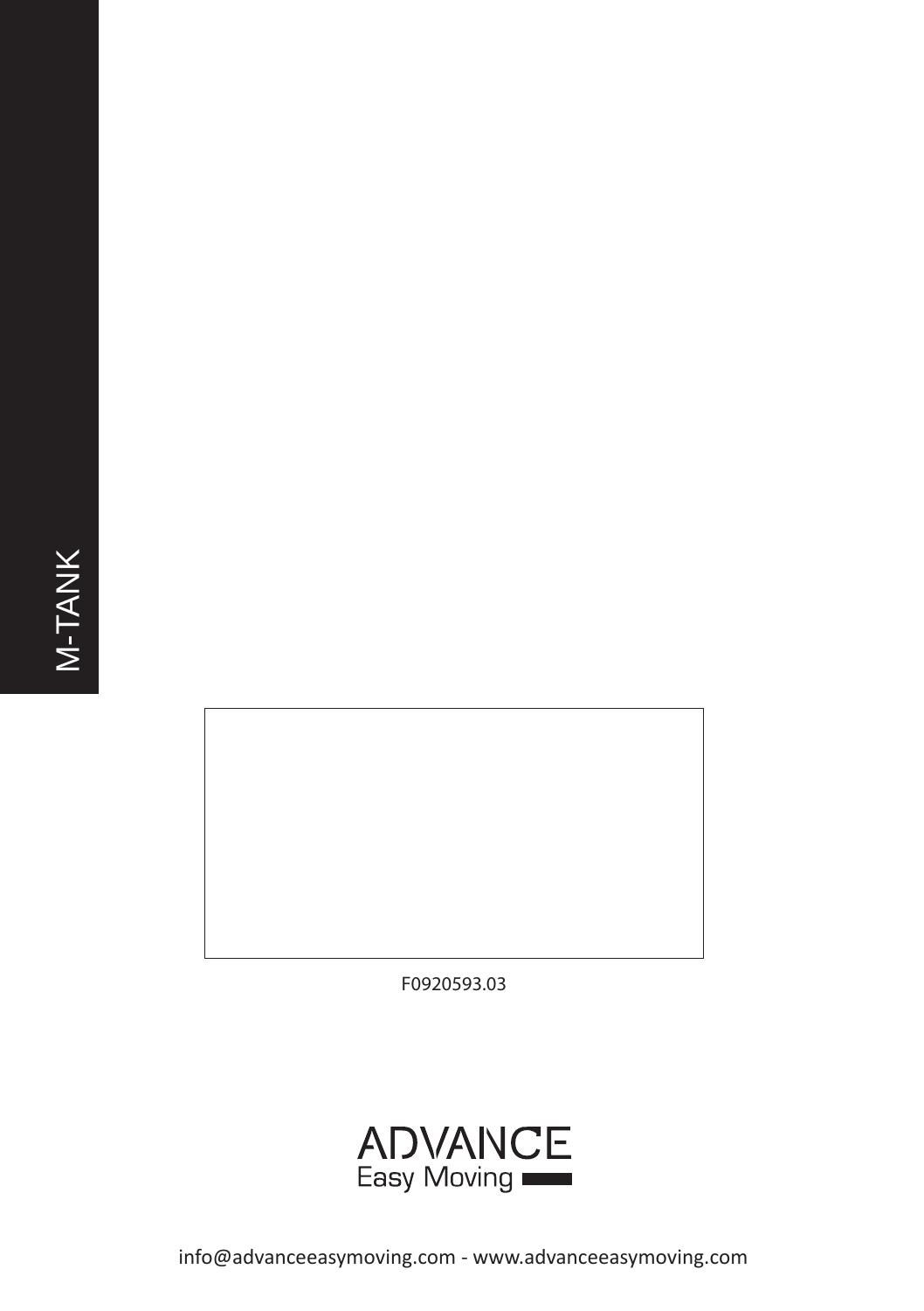M-TANK

F0920593.03

ADVANCE
Easy Moving

info@advanceeasymoving.com - www.advanceeasymoving.com